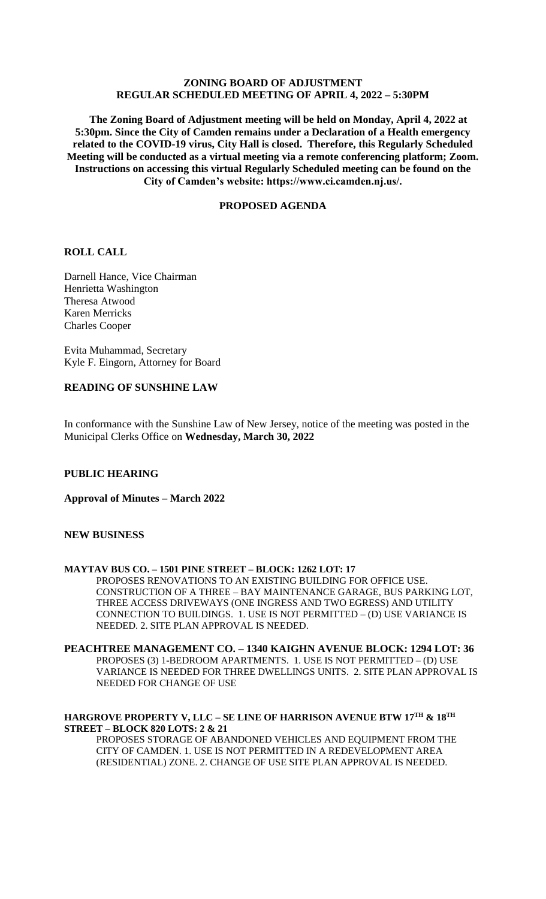# ZONING BOARD OF ADJUSTMENT
## REGULAR SCHEDULED MEETING OF APRIL 4, 2022 – 5:30PM

**The Zoning Board of Adjustment meeting will be held on Monday, April 4, 2022 at 5:30pm. Since the City of Camden remains under a Declaration of a Health emergency related to the COVID-19 virus, City Hall is closed. Therefore, this Regularly Scheduled Meeting will be conducted as a virtual meeting via a remote conferencing platform; Zoom. Instructions on accessing this virtual Regularly Scheduled meeting can be found on the City of Camden's website: https://www.ci.camden.nj.us/.**

**PROPOSED AGENDA**

**ROLL CALL**

Darnell Hance, Vice Chairman
Henrietta Washington
Theresa Atwood
Karen Merricks
Charles Cooper

Evita Muhammad, Secretary
Kyle F. Eingorn, Attorney for Board

**READING OF SUNSHINE LAW**

In conformance with the Sunshine Law of New Jersey, notice of the meeting was posted in the Municipal Clerks Office on **Wednesday, March 30, 2022**

**PUBLIC HEARING**

**Approval of Minutes – March 2022**

**NEW BUSINESS**

**MAYTAV BUS CO. – 1501 PINE STREET – BLOCK: 1262 LOT: 17**
PROPOSES RENOVATIONS TO AN EXISTING BUILDING FOR OFFICE USE. CONSTRUCTION OF A THREE – BAY MAINTENANCE GARAGE, BUS PARKING LOT, THREE ACCESS DRIVEWAYS (ONE INGRESS AND TWO EGRESS) AND UTILITY CONNECTION TO BUILDINGS. 1. USE IS NOT PERMITTED – (D) USE VARIANCE IS NEEDED. 2. SITE PLAN APPROVAL IS NEEDED.

**PEACHTREE MANAGEMENT CO. – 1340 KAIGHN AVENUE BLOCK: 1294 LOT: 36**
PROPOSES (3) 1-BEDROOM APARTMENTS. 1. USE IS NOT PERMITTED – (D) USE VARIANCE IS NEEDED FOR THREE DWELLINGS UNITS. 2. SITE PLAN APPROVAL IS NEEDED FOR CHANGE OF USE

**HARGROVE PROPERTY V, LLC – SE LINE OF HARRISON AVENUE BTW 17TH & 18TH STREET – BLOCK 820 LOTS: 2 & 21**
PROPOSES STORAGE OF ABANDONED VEHICLES AND EQUIPMENT FROM THE CITY OF CAMDEN. 1. USE IS NOT PERMITTED IN A REDEVELOPMENT AREA (RESIDENTIAL) ZONE. 2. CHANGE OF USE SITE PLAN APPROVAL IS NEEDED.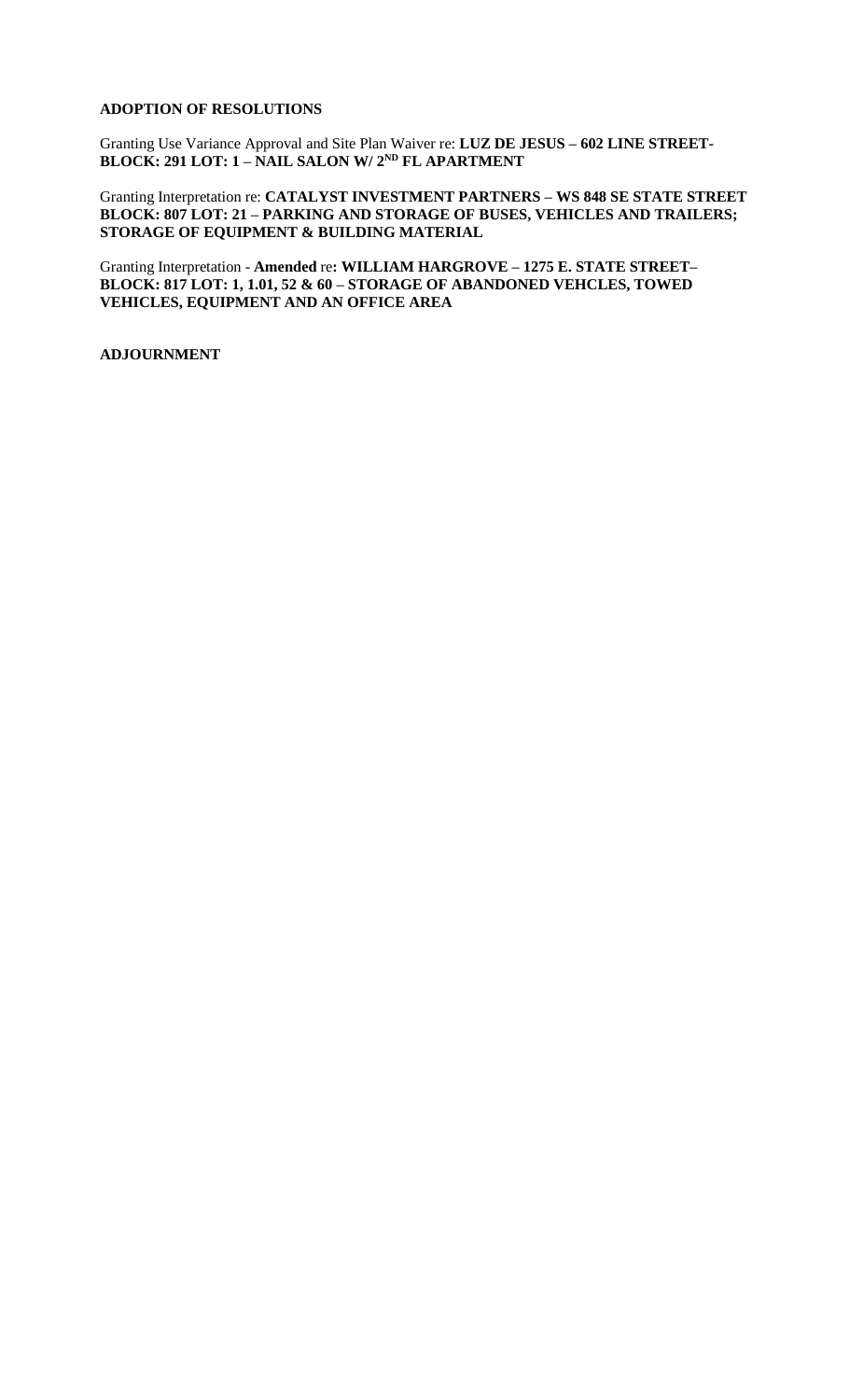**ADOPTION OF RESOLUTIONS**

Granting Use Variance Approval and Site Plan Waiver re: **LUZ DE JESUS – 602 LINE STREET- BLOCK: 291 LOT: 1 – NAIL SALON W/ 2ND FL APARTMENT**

Granting Interpretation re: **CATALYST INVESTMENT PARTNERS – WS 848 SE STATE STREET BLOCK: 807 LOT: 21 – PARKING AND STORAGE OF BUSES, VEHICLES AND TRAILERS; STORAGE OF EQUIPMENT & BUILDING MATERIAL**

Granting Interpretation - **Amended** re**: WILLIAM HARGROVE – 1275 E. STATE STREET– BLOCK: 817 LOT: 1, 1.01, 52 & 60 – STORAGE OF ABANDONED VEHCLES, TOWED VEHICLES, EQUIPMENT AND AN OFFICE AREA**

**ADJOURNMENT**